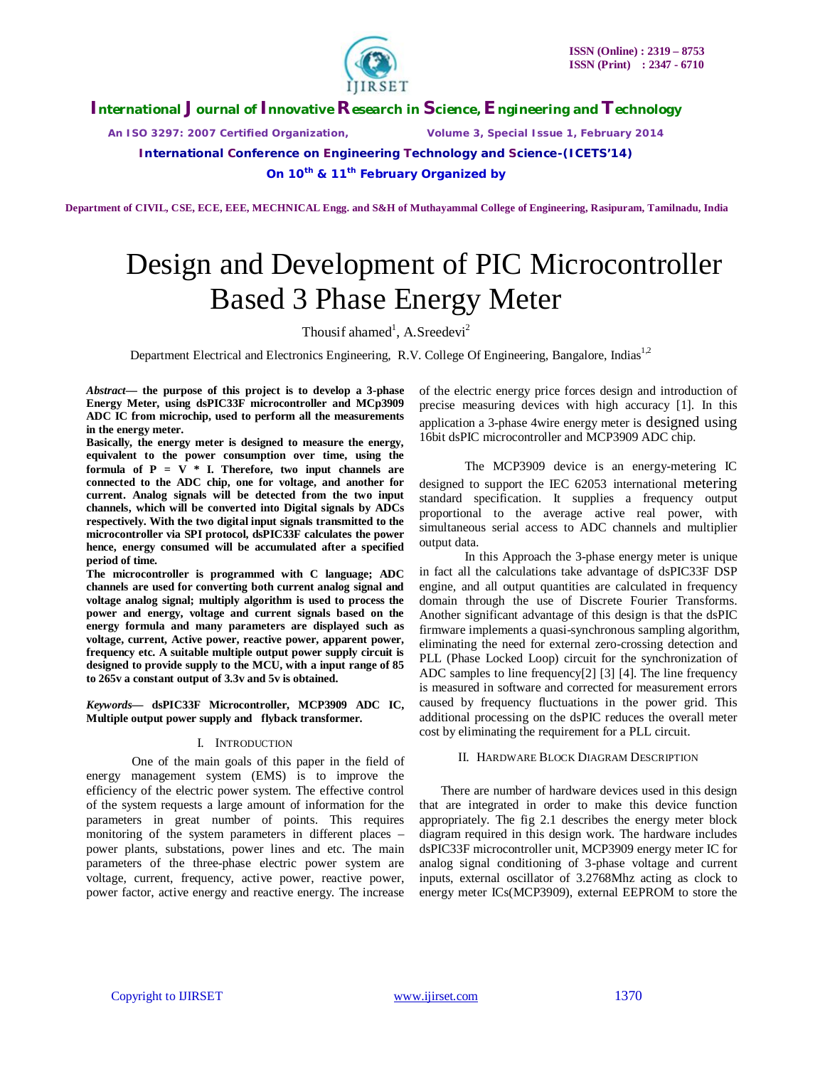# Design and Development of PIC Microcontroller Based 3 Phase Energy Meter

Thousif ahamed[1], A.Sreedevi[2]

Department Electrical and Electronics Engineering, R.V. College Of Engineering, Bangalore, Indias[1,2]

***Abstract*— the purpose of this project is to develop a 3-phase Energy Meter, using dsPIC33F microcontroller and MCp3909 ADC IC from microchip, used to perform all the measurements in the energy meter.**

**Basically, the energy meter is designed to measure the energy, equivalent to the power consumption over time, using the formula of P = V * I. Therefore, two input channels are connected to the ADC chip, one for voltage, and another for current. Analog signals will be detected from the two input channels, which will be converted into Digital signals by ADCs respectively. With the two digital input signals transmitted to the microcontroller via SPI protocol, dsPIC33F calculates the power hence, energy consumed will be accumulated after a specified period of time.**

**The microcontroller is programmed with C language; ADC channels are used for converting both current analog signal and voltage analog signal; multiply algorithm is used to process the power and energy, voltage and current signals based on the energy formula and many parameters are displayed such as voltage, current, Active power, reactive power, apparent power, frequency etc. A suitable multiple output power supply circuit is designed to provide supply to the MCU, with a input range of 85 to 265v a constant output of 3.3v and 5v is obtained.**

***Keywords*— dsPIC33F Microcontroller, MCP3909 ADC IC, Multiple output power supply and flyback transformer.**

## I. Introduction

One of the main goals of this paper in the field of energy management system (EMS) is to improve the efficiency of the electric power system. The effective control of the system requests a large amount of information for the parameters in great number of points. This requires monitoring of the system parameters in different places – power plants, substations, power lines and etc. The main parameters of the three-phase electric power system are voltage, current, frequency, active power, reactive power, power factor, active energy and reactive energy. The increase of the electric energy price forces design and introduction of precise measuring devices with high accuracy [1]. In this application a 3-phase 4wire energy meter is designed using 16bit dsPIC microcontroller and MCP3909 ADC chip.

The MCP3909 device is an energy-metering IC designed to support the IEC 62053 international metering standard specification. It supplies a frequency output proportional to the average active real power, with simultaneous serial access to ADC channels and multiplier output data.

In this Approach the 3-phase energy meter is unique in fact all the calculations take advantage of dsPIC33F DSP engine, and all output quantities are calculated in frequency domain through the use of Discrete Fourier Transforms. Another significant advantage of this design is that the dsPIC firmware implements a quasi-synchronous sampling algorithm, eliminating the need for external zero-crossing detection and PLL (Phase Locked Loop) circuit for the synchronization of ADC samples to line frequency[2] [3] [4]. The line frequency is measured in software and corrected for measurement errors caused by frequency fluctuations in the power grid. This additional processing on the dsPIC reduces the overall meter cost by eliminating the requirement for a PLL circuit.

## II. Hardware Block Diagram Description

There are number of hardware devices used in this design that are integrated in order to make this device function appropriately. The fig 2.1 describes the energy meter block diagram required in this design work. The hardware includes dsPIC33F microcontroller unit, MCP3909 energy meter IC for analog signal conditioning of 3-phase voltage and current inputs, external oscillator of 3.2768Mhz acting as clock to energy meter ICs(MCP3909), external EEPROM to store the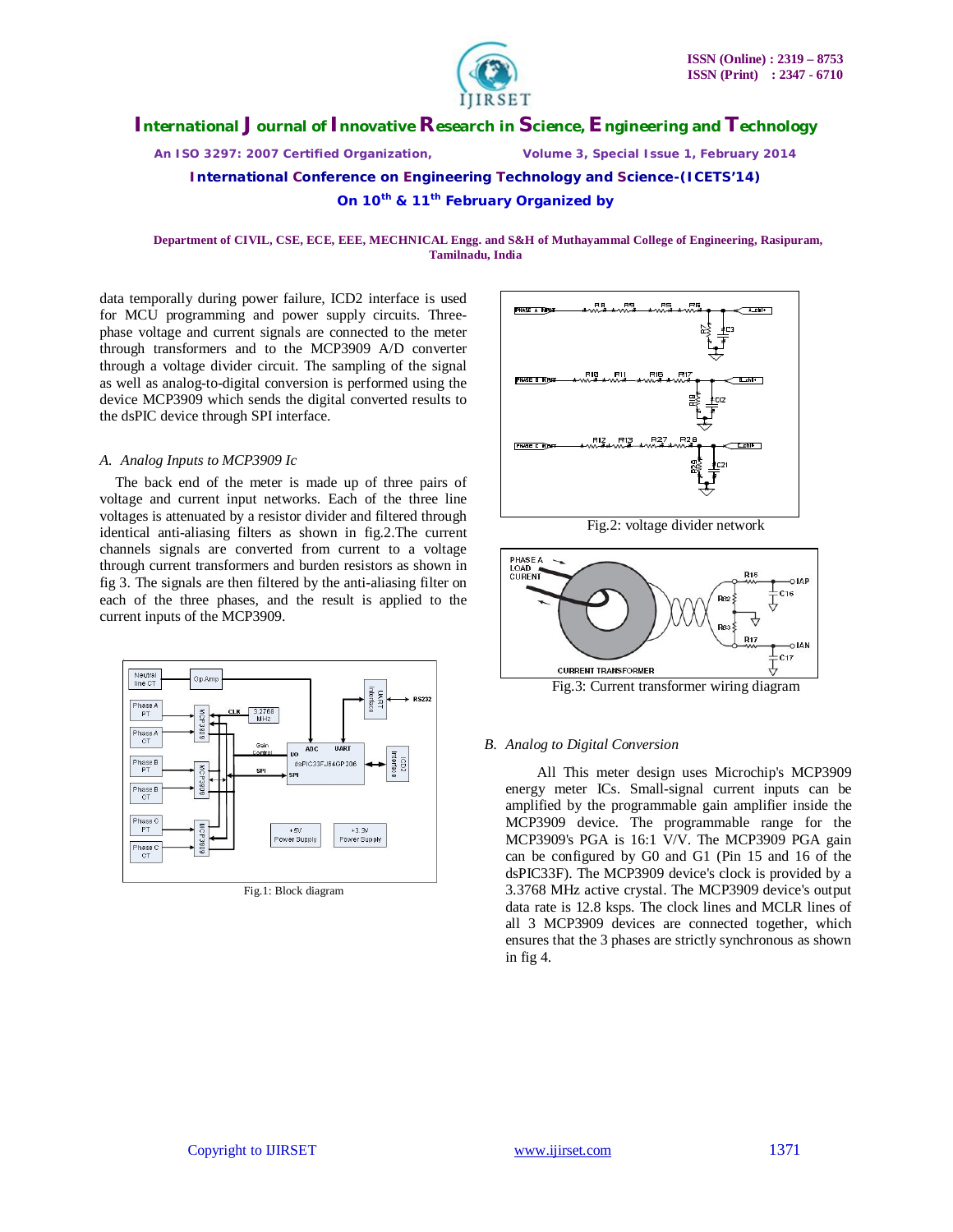data temporally during power failure, ICD2 interface is used for MCU programming and power supply circuits. Three-phase voltage and current signals are connected to the meter through transformers and the MCP3909 A/D converter through a voltage divider circuit. The sampling of the signal as well as analog-to-digital conversion is performed using the device MCP3909 which sends the digital converted results to the dsPIC device through SPI interface.

### *A. Analog Inputs to MCP3909 Ic*

The back end of the meter is made up of three pairs of voltage and current input networks. Each of the three line voltages is attenuated by a resistor divider and filtered through identical anti-aliasing filters as shown in fig.2.The current channels signals are converted from current to a voltage through current transformers and burden resistors as shown in fig 3. The signals are then filtered by the anti-aliasing filter on each of the three phases, and the result is applied to the current inputs of the MCP3909.

Fig.1: Block diagram

Fig.2: voltage divider network

Fig.3: Current transformer wiring diagram

### *B. Analog to Digital Conversion*

All This meter design uses Microchip's MCP3909 energy meter ICs. Small-signal current inputs can be amplified by the programmable gain amplifier inside the MCP3909 device. The programmable range for the MCP3909's PGA is 16:1 V/V. The MCP3909 PGA gain can be configured by G0 and G1 (Pin 15 and 16 of the dsPIC33F). The MCP3909 device's clock is provided by a 3.3768 MHz active crystal. The MCP3909 device's output data rate is 12.8 ksps. The clock lines and MCLR lines of all 3 MCP3909 devices are connected together, which ensures that the 3 phases are strictly synchronous as shown in fig 4.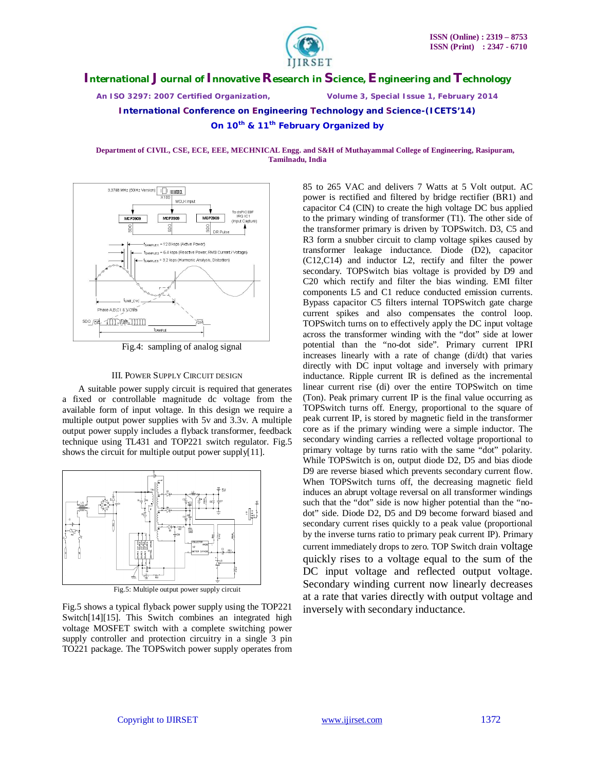Fig.4: sampling of analog signal

### III. Power Supply Circuit Design

A suitable power supply circuit is required that generates a fixed or controllable magnitude dc voltage from the available form of input voltage. In this design we require a multiple output power supplies with 5v and 3.3v. A multiple output power supply includes a flyback transformer, feedback technique using TL431 and TOP221 switch regulator. Fig.5 shows the circuit for multiple output power supply[11].

Fig.5: Multiple output power supply circuit

Fig.5 shows a typical flyback power supply using the TOP221 Switch[14][15]. This Switch combines an integrated high voltage MOSFET switch with a complete switching power supply controller and protection circuitry in a single 3 pin TO221 package. The TOPSwitch power supply operates from 85 to 265 VAC and delivers 7 Watts at 5 Volt output. AC power is rectified and filtered by bridge rectifier (BR1) and capacitor C4 (CIN) to create the high voltage DC bus applied to the primary winding of transformer (T1). The other side of the transformer primary is driven by TOPSwitch. D3, C5 and R3 form a snubber circuit to clamp voltage spikes caused by transformer leakage inductance. Diode (D2), capacitor (C12,C14) and inductor L2, rectify and filter the power secondary. TOPSwitch bias voltage is provided by D9 and C20 which rectify and filter the bias winding. EMI filter components L5 and C1 reduce conducted emission currents. Bypass capacitor C5 filters internal TOPSwitch gate charge current spikes and also compensates the control loop. TOPSwitch turns on to effectively apply the DC input voltage across the transformer winding with the "dot" side at lower potential than the "no-dot side". Primary current IPRI increases linearly with a rate of change (di/dt) that varies directly with DC input voltage and inversely with primary inductance. Ripple current IR is defined as the incremental linear current rise (di) over the entire TOPSwitch on time (Ton). Peak primary current IP is the final value occurring as TOPSwitch turns off. Energy, proportional to the square of peak current IP, is stored by magnetic field in the transformer core as if the primary winding were a simple inductor. The secondary winding carries a reflected voltage proportional to primary voltage by turns ratio with the same "dot" polarity. While TOPSwitch is on, output diode D2, D5 and bias diode D9 are reverse biased which prevents secondary current flow. When TOPSwitch turns off, the decreasing magnetic field induces an abrupt voltage reversal on all transformer windings such that the "dot" side is now higher potential than the "no-dot" side. Diode D2, D5 and D9 become forward biased and secondary current rises quickly to a peak value (proportional by the inverse turns ratio to primary peak current IP). Primary current immediately drops to zero. TOP Switch drain voltage quickly rises to a voltage equal to the sum of the DC input voltage and reflected output voltage. Secondary winding current now linearly decreases at a rate that varies directly with output voltage and inversely with secondary inductance.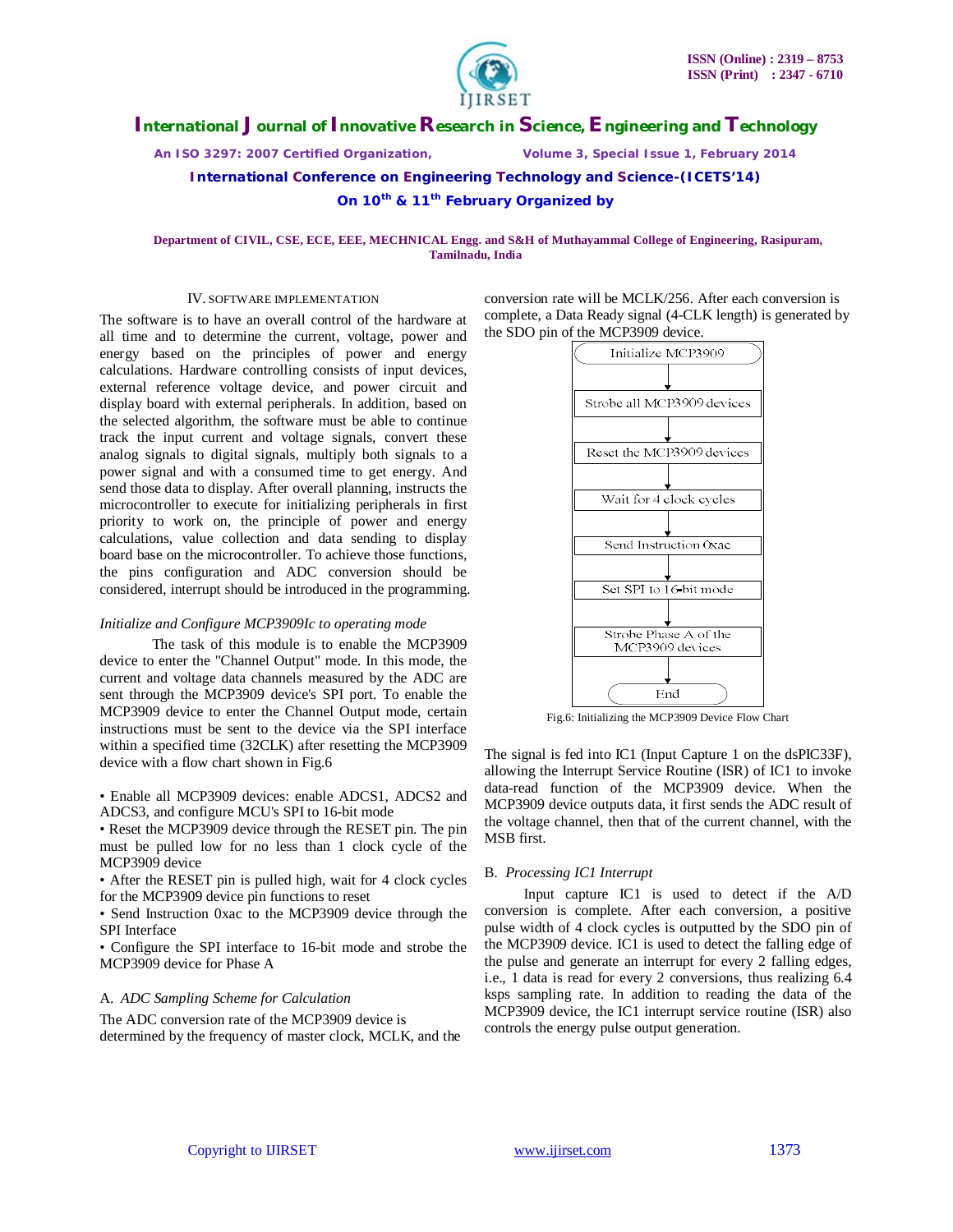## IV. SOFTWARE IMPLEMENTATION

The software is to have an overall control of the hardware at all time and to determine the current, voltage, power and energy based on the principles of power and energy calculations. Hardware controlling consists of input devices, external reference voltage device, and power circuit and display board with external peripherals. In addition, based on the selected algorithm, the software must be able to continue track the input current and voltage signals, convert these analog signals to digital signals, multiply both signals to a power signal and with a consumed time to get energy. And send those data to display. After overall planning, instructs the microcontroller to execute for initializing peripherals in first priority to work on, the principle of power and energy calculations, value collection and data sending to display board base on the microcontroller. To achieve those functions, the pins configuration and ADC conversion should be considered, interrupt should be introduced in the programming.

*Initialize and Configure MCP3909Ic to operating mode*

The task of this module is to enable the MCP3909 device to enter the "Channel Output" mode. In this mode, the current and voltage data channels measured by the ADC are sent through the MCP3909 device's SPI port. To enable the MCP3909 device to enter the Channel Output mode, certain instructions must be sent to the device via the SPI interface within a specified time (32CLK) after resetting the MCP3909 device with a flow chart shown in Fig.6

- Enable all MCP3909 devices: enable ADCS1, ADCS2 and ADCS3, and configure MCU's SPI to 16-bit mode
- Reset the MCP3909 device through the RESET pin. The pin must be pulled low for no less than 1 clock cycle of the MCP3909 device
- After the RESET pin is pulled high, wait for 4 clock cycles for the MCP3909 device pin functions to reset
- Send Instruction 0xac to the MCP3909 device through the SPI Interface
- Configure the SPI interface to 16-bit mode and strobe the MCP3909 device for Phase A

### A. *ADC Sampling Scheme for Calculation*

The ADC conversion rate of the MCP3909 device is determined by the frequency of master clock, MCLK, and the conversion rate will be MCLK/256. After each conversion is complete, a Data Ready signal (4-CLK length) is generated by the SDO pin of the MCP3909 device.

Initialize MCP3909 → Strobe all MCP3909 devices → Reset the MCP3909 devices → Wait for 4 clock cycles → Send Instruction 0xac → Set SPI to 16-bit mode → Strobe Phase A of the MCP3909 devices → End

Fig.6: Initializing the MCP3909 Device Flow Chart

The signal is fed into IC1 (Input Capture 1 on the dsPIC33F), allowing the Interrupt Service Routine (ISR) of IC1 to invoke data-read function of the MCP3909 device. When the MCP3909 device outputs data, it first sends the ADC result of the voltage channel, then that of the current channel, with the MSB first.

### B. *Processing IC1 Interrupt*

Input capture IC1 is used to detect if the A/D conversion is complete. After each conversion, a positive pulse width of 4 clock cycles is outputted by the SDO pin of the MCP3909 device. IC1 is used to detect the falling edge of the pulse and generate an interrupt for every 2 falling edges, i.e., 1 data is read for every 2 conversions, thus realizing 6.4 ksps sampling rate. In addition to reading the data of the MCP3909 device, the IC1 interrupt service routine (ISR) also controls the energy pulse output generation.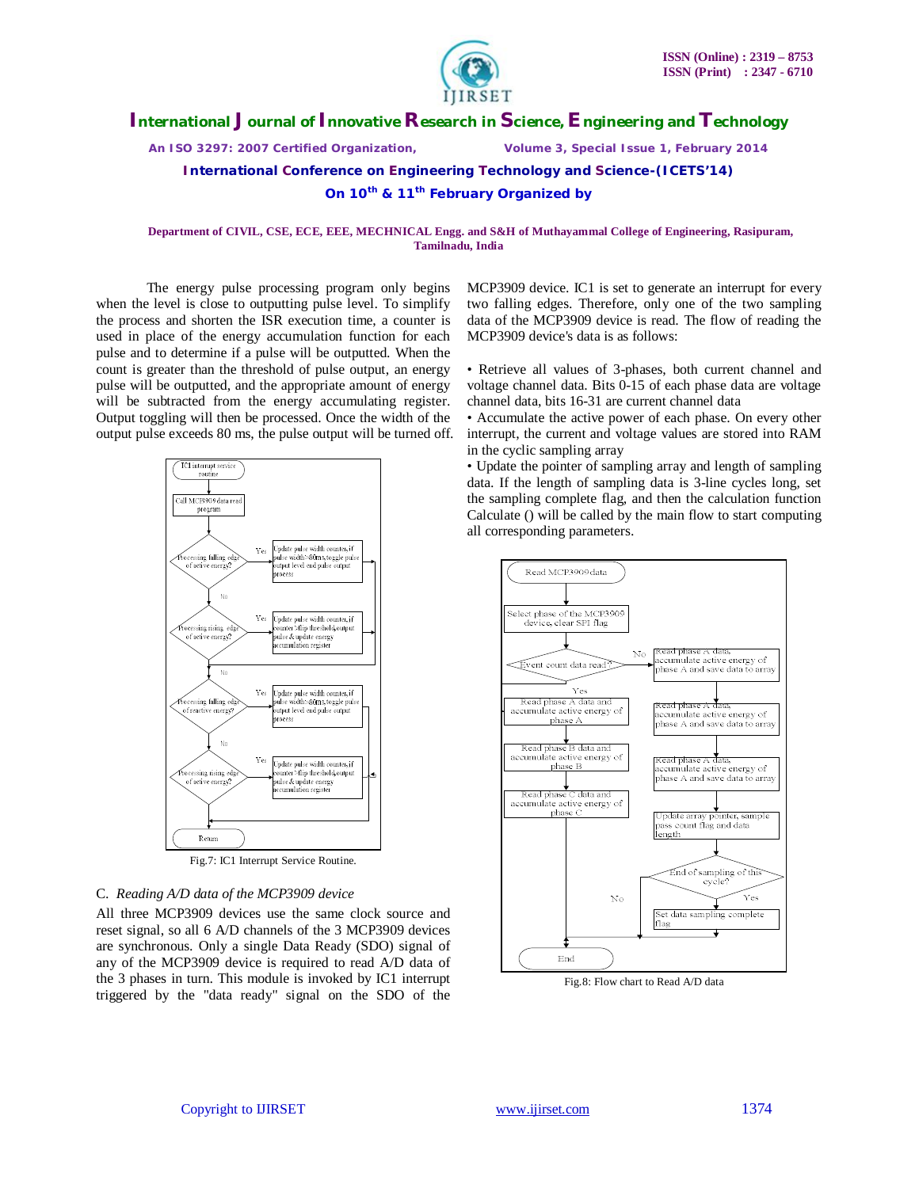The energy pulse processing program only begins when the level is close to outputting pulse level. To simplify the process and shorten the ISR execution time, a counter is used in place of the energy accumulation function for each pulse and to determine if a pulse will be outputted. When the count is greater than the threshold of pulse output, an energy pulse will be outputted, and the appropriate amount of energy will be subtracted from the energy accumulating register. Output toggling will then be processed. Once the width of the output pulse exceeds 80 ms, the pulse output will be turned off.

Fig.7: IC1 Interrupt Service Routine.

### C. *Reading A/D data of the MCP3909 device*

All three MCP3909 devices use the same clock source and reset signal, so all 6 A/D channels of the 3 MCP3909 devices are synchronous. Only a single Data Ready (SDO) signal of any of the MCP3909 device is required to read A/D data of the 3 phases in turn. This module is invoked by IC1 interrupt triggered by the "data ready" signal on the SDO of the MCP3909 device. IC1 is set to generate an interrupt for every two falling edges. Therefore, only one of the two sampling data of the MCP3909 device is read. The flow of reading the MCP3909 device's data is as follows:

• Retrieve all values of 3-phases, both current channel and voltage channel data. Bits 0-15 of each phase data are voltage channel data, bits 16-31 are current channel data

• Accumulate the active power of each phase. On every other interrupt, the current and voltage values are stored into RAM in the cyclic sampling array

• Update the pointer of sampling array and length of sampling data. If the length of sampling data is 3-line cycles long, set the sampling complete flag, and then the calculation function Calculate () will be called by the main flow to start computing all corresponding parameters.

Fig.8: Flow chart to Read A/D data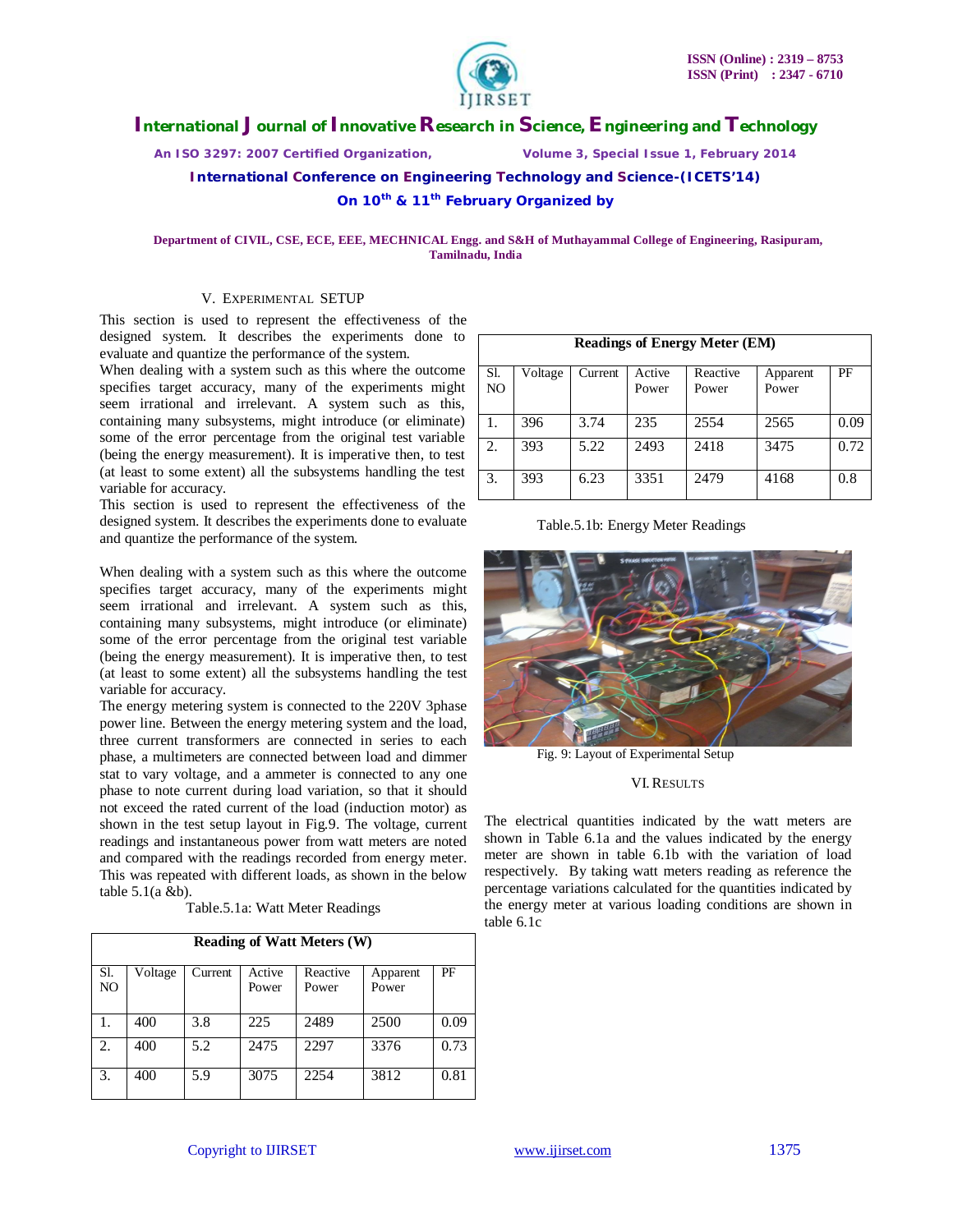## V. EXPERIMENTAL SETUP

This section is used to represent the effectiveness of the designed system. It describes the experiments done to evaluate and quantize the performance of the system.

When dealing with a system such as this where the outcome specifies target accuracy, many of the experiments might seem irrational and irrelevant. A system such as this, containing many subsystems, might introduce (or eliminate) some of the error percentage from the original test variable (being the energy measurement). It is imperative then, to test (at least to some extent) all the subsystems handling the test variable for accuracy.

This section is used to represent the effectiveness of the designed system. It describes the experiments done to evaluate and quantize the performance of the system.

When dealing with a system such as this where the outcome specifies target accuracy, many of the experiments might seem irrational and irrelevant. A system such as this, containing many subsystems, might introduce (or eliminate) some of the error percentage from the original test variable (being the energy measurement). It is imperative then, to test (at least to some extent) all the subsystems handling the test variable for accuracy.

The energy metering system is connected to the 220V 3phase power line. Between the energy metering system and the load, three current transformers are connected in series to each phase, a multimeters are connected between load and dimmer stat to vary voltage, and a ammeter is connected to any one phase to note current during load variation, so that it should not exceed the rated current of the load (induction motor) as shown in the test setup layout in Fig.9. The voltage, current readings and instantaneous power from watt meters are noted and compared with the readings recorded from energy meter. This was repeated with different loads, as shown in the below table 5.1(a &b).

Table.5.1a: Watt Meter Readings

| Reading of Watt Meters (W) | | | | | | |
|---|---|---|---|---|---|---|
| Sl. NO | Voltage | Current | Active Power | Reactive Power | Apparent Power | PF |
| 1. | 400 | 3.8 | 225 | 2489 | 2500 | 0.09 |
| 2. | 400 | 5.2 | 2475 | 2297 | 3376 | 0.73 |
| 3. | 400 | 5.9 | 3075 | 2254 | 3812 | 0.81 |

| Readings of Energy Meter (EM) | | | | | | |
|---|---|---|---|---|---|---|
| Sl. NO | Voltage | Current | Active Power | Reactive Power | Apparent Power | PF |
| 1. | 396 | 3.74 | 235 | 2554 | 2565 | 0.09 |
| 2. | 393 | 5.22 | 2493 | 2418 | 3475 | 0.72 |
| 3. | 393 | 6.23 | 3351 | 2479 | 4168 | 0.8 |

Table.5.1b: Energy Meter Readings

Fig. 9: Layout of Experimental Setup

## VI. RESULTS

The electrical quantities indicated by the watt meters are shown in Table 6.1a and the values indicated by the energy meter are shown in table 6.1b with the variation of load respectively. By taking watt meters reading as reference the percentage variations calculated for the quantities indicated by the energy meter at various loading conditions are shown in table 6.1c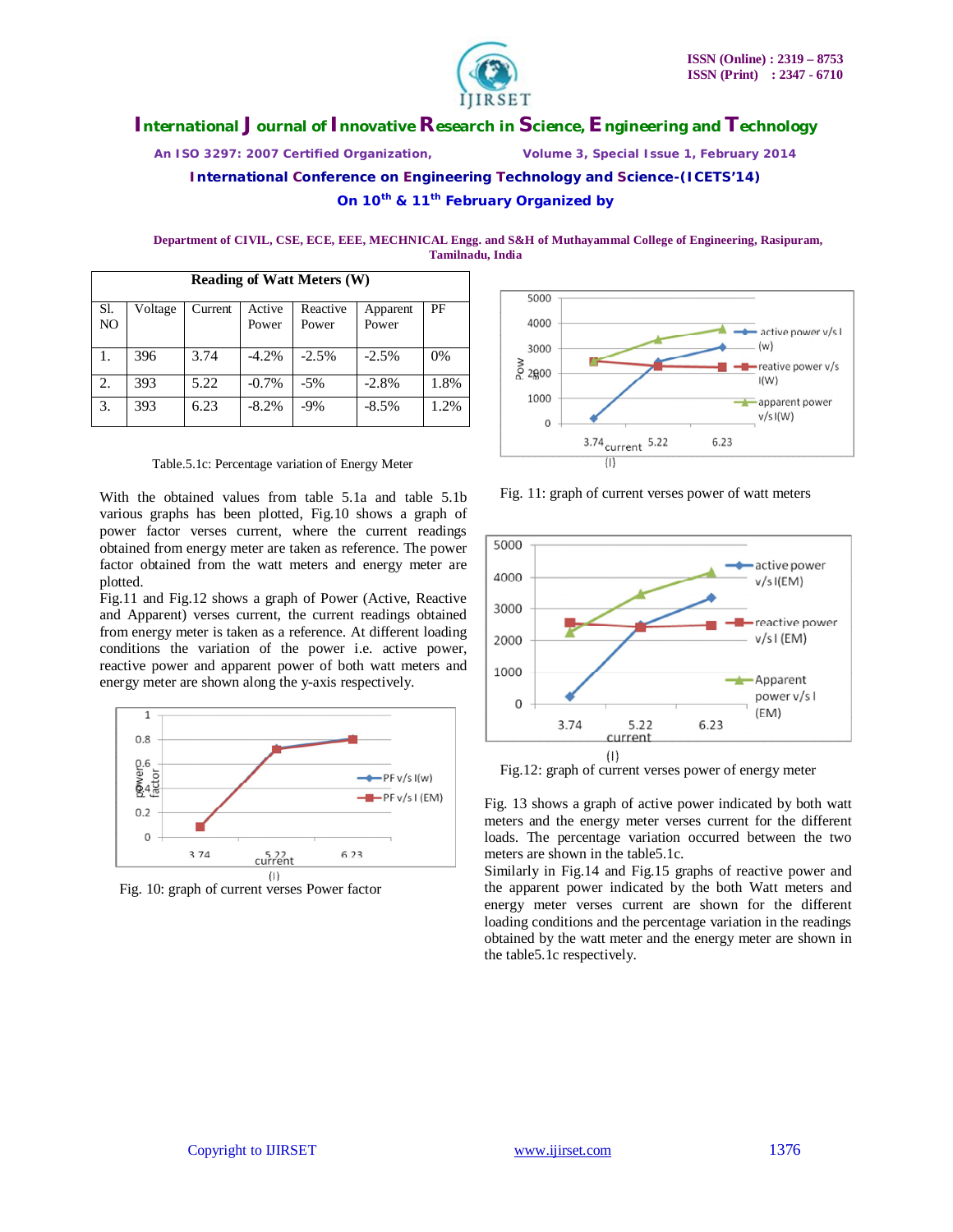| Reading of Watt Meters (W) | | | | | | |
|---|---|---|---|---|---|---|
| Sl. NO | Voltage | Current | Active Power | Reactive Power | Apparent Power | PF |
| 1. | 396 | 3.74 | -4.2% | -2.5% | -2.5% | 0% |
| 2. | 393 | 5.22 | -0.7% | -5% | -2.8% | 1.8% |
| 3. | 393 | 6.23 | -8.2% | -9% | -8.5% | 1.2% |

Table.5.1c: Percentage variation of Energy Meter

With the obtained values from table 5.1a and table 5.1b various graphs has been plotted, Fig.10 shows a graph of power factor verses current, where the current readings obtained from energy meter are taken as reference. The power factor obtained from the watt meters and energy meter are plotted.

Fig.11 and Fig.12 shows a graph of Power (Active, Reactive and Apparent) verses current, the current readings obtained from energy meter is taken as a reference. At different loading conditions the variation of the power i.e. active power, reactive power and apparent power of both watt meters and energy meter are shown along the y-axis respectively.

Fig. 10: graph of current verses Power factor

Fig. 11: graph of current verses power of watt meters

Fig.12: graph of current verses power of energy meter

Fig. 13 shows a graph of active power indicated by both watt meters and the energy meter verses current for the different loads. The percentage variation occurred between the two meters are shown in the table5.1c.

Similarly in Fig.14 and Fig.15 graphs of reactive power and the apparent power indicated by the both Watt meters and energy meter verses current are shown for the different loading conditions and the percentage variation in the readings obtained by the watt meter and the energy meter are shown in the table5.1c respectively.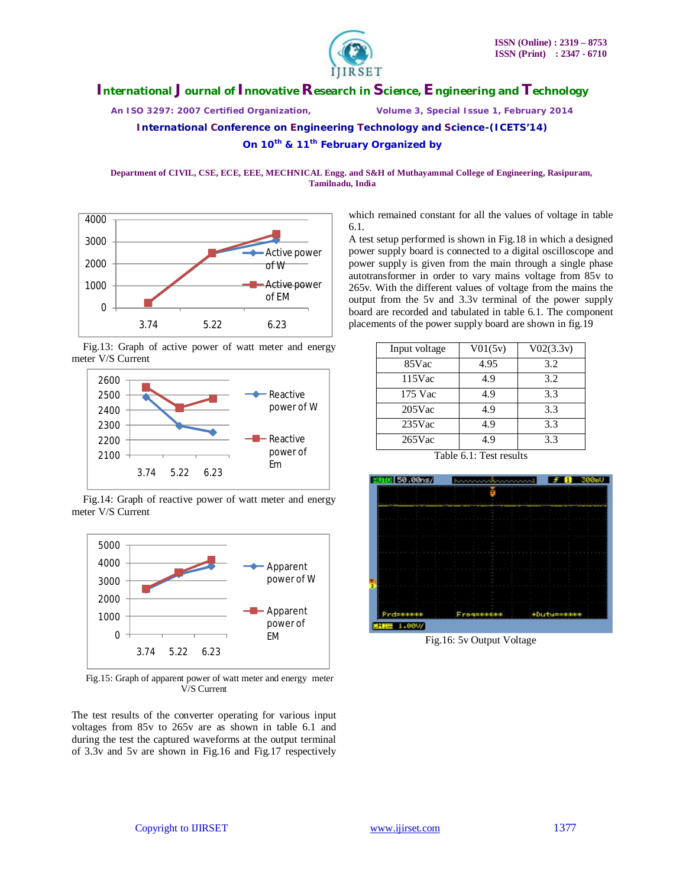Fig.13: Graph of active power of watt meter and energy meter V/S Current

Fig.14: Graph of reactive power of watt meter and energy meter V/S Current

Fig.15: Graph of apparent power of watt meter and energy meter V/S Current

The test results of the converter operating for various input voltages from 85v to 265v are as shown in table 6.1 and during the test the captured waveforms at the output terminal of 3.3v and 5v are shown in Fig.16 and Fig.17 respectively which remained constant for all the values of voltage in table 6.1.

A test setup performed is shown in Fig.18 in which a designed power supply board is connected to a digital oscilloscope and power supply is given from the main through a single phase autotransformer in order to vary mains voltage from 85v to 265v. With the different values of voltage from the mains the output from the 5v and 3.3v terminal of the power supply board are recorded and tabulated in table 6.1. The component placements of the power supply board are shown in fig.19

| Input voltage | V01(5v) | V02(3.3v) |
|---|---|---|
| 85Vac | 4.95 | 3.2 |
| 115Vac | 4.9 | 3.2 |
| 175 Vac | 4.9 | 3.3 |
| 205Vac | 4.9 | 3.3 |
| 235Vac | 4.9 | 3.3 |
| 265Vac | 4.9 | 3.3 |

Table 6.1: Test results

Fig.16: 5v Output Voltage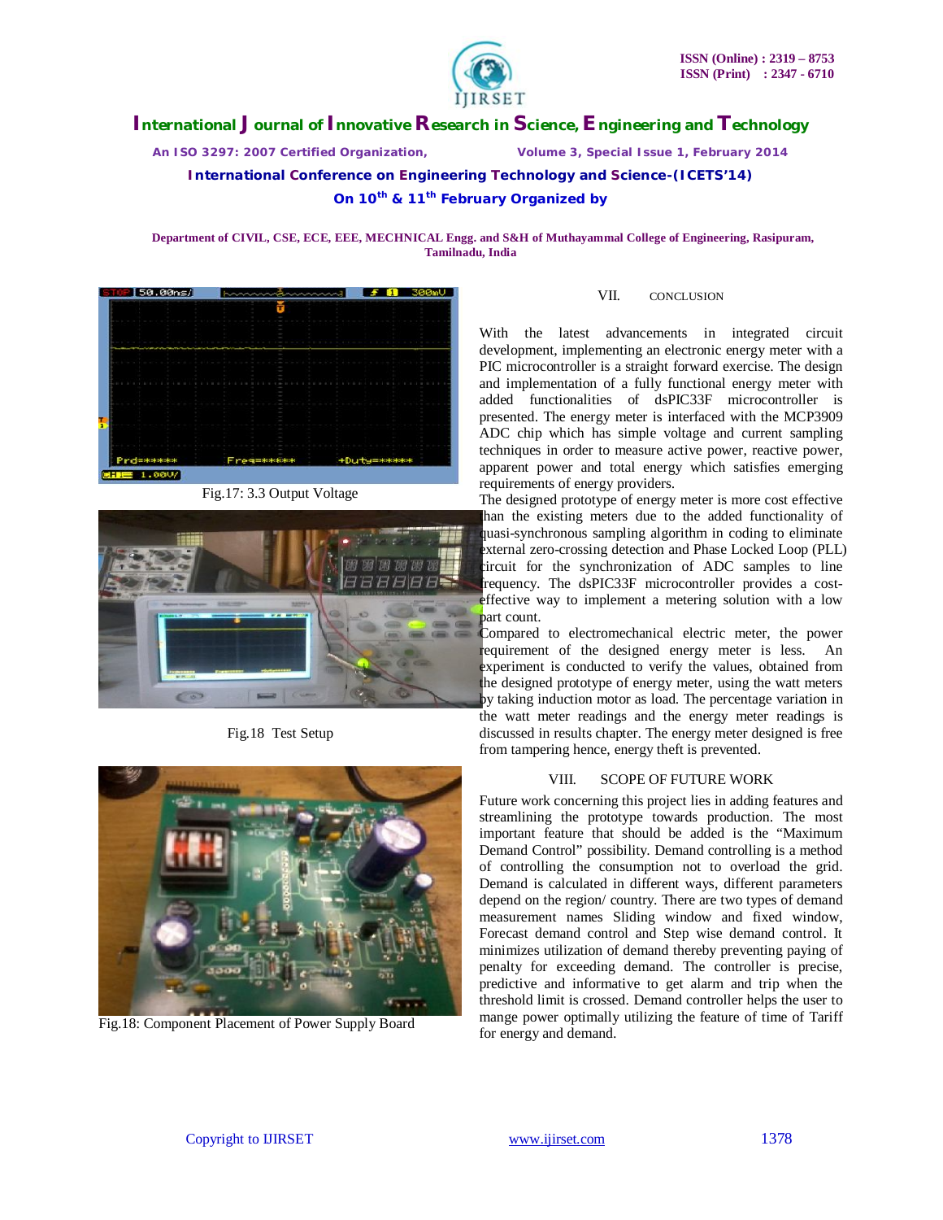Fig.17: 3.3 Output Voltage

Fig.18 Test Setup

Fig.18: Component Placement of Power Supply Board

## VII. CONCLUSION

With the latest advancements in integrated circuit development, implementing an electronic energy meter with a PIC microcontroller is a straight forward exercise. The design and implementation of a fully functional energy meter with added functionalities of dsPIC33F microcontroller is presented. The energy meter is interfaced with the MCP3909 ADC chip which has simple voltage and current sampling techniques in order to measure active power, reactive power, apparent power and total energy which satisfies emerging requirements of energy providers.

The designed prototype of energy meter is more cost effective than the existing meters due to the added functionality of quasi-synchronous sampling algorithm in coding to eliminate external zero-crossing detection and Phase Locked Loop (PLL) circuit for the synchronization of ADC samples to line frequency. The dsPIC33F microcontroller provides a cost-effective way to implement a metering solution with a low part count.

Compared to electromechanical electric meter, the power requirement of the designed energy meter is less. An experiment is conducted to verify the values, obtained from the designed prototype of energy meter, using the watt meters by taking induction motor as load. The percentage variation in the watt meter readings and the energy meter readings is discussed in results chapter. The energy meter designed is free from tampering hence, energy theft is prevented.

## VIII. SCOPE OF FUTURE WORK

Future work concerning this project lies in adding features and streamlining the prototype towards production. The most important feature that should be added is the “Maximum Demand Control” possibility. Demand controlling is a method of controlling the consumption not to overload the grid. Demand is calculated in different ways, different parameters depend on the region/ country. There are two types of demand measurement names Sliding window and fixed window, Forecast demand control and Step wise demand control. It minimizes utilization of demand thereby preventing paying of penalty for exceeding demand. The controller is precise, predictive and informative to get alarm and trip when the threshold limit is crossed. Demand controller helps the user to mange power optimally utilizing the feature of time of Tariff for energy and demand.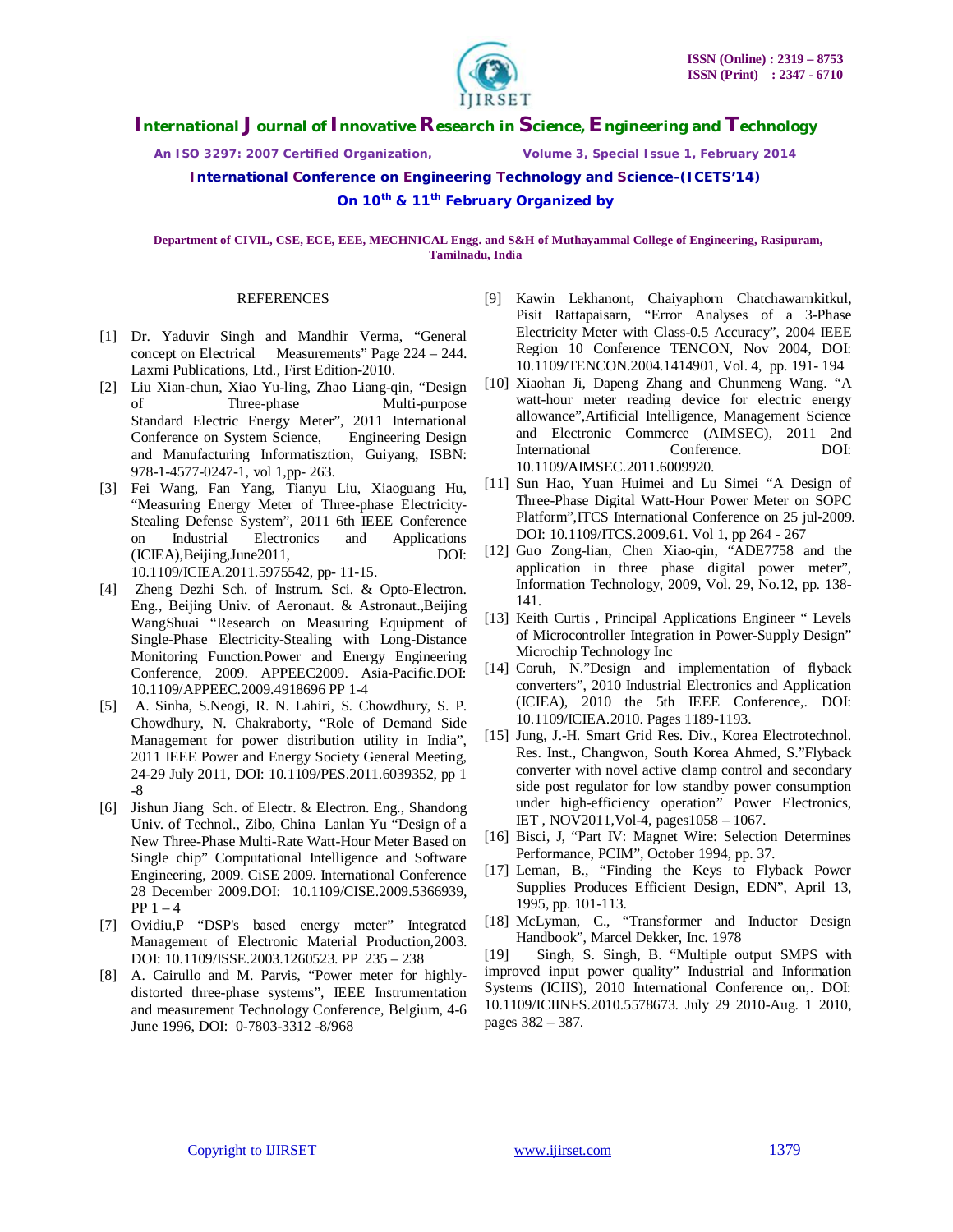## REFERENCES

[1] Dr. Yaduvir Singh and Mandhir Verma, "General concept on Electrical Measurements" Page 224 – 244. Laxmi Publications, Ltd., First Edition-2010.

[2] Liu Xian-chun, Xiao Yu-ling, Zhao Liang-qin, "Design of Three-phase Multi-purpose Standard Electric Energy Meter", 2011 International Conference on System Science, Engineering Design and Manufacturing Informatisztion, Guiyang, ISBN: 978-1-4577-0247-1, vol 1,pp- 263.

[3] Fei Wang, Fan Yang, Tianyu Liu, Xiaoguang Hu, "Measuring Energy Meter of Three-phase Electricity-Stealing Defense System", 2011 6th IEEE Conference on Industrial Electronics and Applications (ICIEA),Beijing,June2011, DOI: 10.1109/ICIEA.2011.5975542, pp- 11-15.

[4] Zheng Dezhi Sch. of Instrum. Sci. & Opto-Electron. Eng., Beijing Univ. of Aeronaut. & Astronaut.,Beijing WangShuai "Research on Measuring Equipment of Single-Phase Electricity-Stealing with Long-Distance Monitoring Function.Power and Energy Engineering Conference, 2009. APPEEC2009. Asia-Pacific.DOI: 10.1109/APPEEC.2009.4918696 PP 1-4

[5] A. Sinha, S.Neogi, R. N. Lahiri, S. Chowdhury, S. P. Chowdhury, N. Chakraborty, "Role of Demand Side Management for power distribution utility in India", 2011 IEEE Power and Energy Society General Meeting, 24-29 July 2011, DOI: 10.1109/PES.2011.6039352, pp 1 -8

[6] Jishun Jiang Sch. of Electr. & Electron. Eng., Shandong Univ. of Technol., Zibo, China Lanlan Yu "Design of a New Three-Phase Multi-Rate Watt-Hour Meter Based on Single chip" Computational Intelligence and Software Engineering, 2009. CiSE 2009. International Conference 28 December 2009.DOI: 10.1109/CISE.2009.5366939, PP 1 – 4

[7] Ovidiu,P "DSP's based energy meter" Integrated Management of Electronic Material Production,2003. DOI: 10.1109/ISSE.2003.1260523. PP 235 – 238

[8] A. Cairullo and M. Parvis, "Power meter for highly-distorted three-phase systems", IEEE Instrumentation and measurement Technology Conference, Belgium, 4-6 June 1996, DOI: 0-7803-3312 -8/968

[9] Kawin Lekhanont, Chaiyaphorn Chatchawarnkitkul, Pisit Rattapaisarn, "Error Analyses of a 3-Phase Electricity Meter with Class-0.5 Accuracy", 2004 IEEE Region 10 Conference TENCON, Nov 2004, DOI: 10.1109/TENCON.2004.1414901, Vol. 4, pp. 191- 194

[10] Xiaohan Ji, Dapeng Zhang and Chunmeng Wang. "A watt-hour meter reading device for electric energy allowance",Artificial Intelligence, Management Science and Electronic Commerce (AIMSEC), 2011 2nd International Conference. DOI: 10.1109/AIMSEC.2011.6009920.

[11] Sun Hao, Yuan Huimei and Lu Simei "A Design of Three-Phase Digital Watt-Hour Power Meter on SOPC Platform",ITCS International Conference on 25 jul-2009. DOI: 10.1109/ITCS.2009.61. Vol 1, pp 264 - 267

[12] Guo Zong-lian, Chen Xiao-qin, "ADE7758 and the application in three phase digital power meter", Information Technology, 2009, Vol. 29, No.12, pp. 138-141.

[13] Keith Curtis , Principal Applications Engineer " Levels of Microcontroller Integration in Power-Supply Design" Microchip Technology Inc

[14] Coruh, N."Design and implementation of flyback converters", 2010 Industrial Electronics and Application (ICIEA), 2010 the 5th IEEE Conference,. DOI: 10.1109/ICIEA.2010. Pages 1189-1193.

[15] Jung, J.-H. Smart Grid Res. Div., Korea Electrotechnol. Res. Inst., Changwon, South Korea Ahmed, S."Flyback converter with novel active clamp control and secondary side post regulator for low standby power consumption under high-efficiency operation" Power Electronics, IET , NOV2011,Vol-4, pages1058 – 1067.

[16] Bisci, J, "Part IV: Magnet Wire: Selection Determines Performance, PCIM", October 1994, pp. 37.

[17] Leman, B., "Finding the Keys to Flyback Power Supplies Produces Efficient Design, EDN", April 13, 1995, pp. 101-113.

[18] McLyman, C., "Transformer and Inductor Design Handbook", Marcel Dekker, Inc. 1978

[19] Singh, S. Singh, B. "Multiple output SMPS with improved input power quality" Industrial and Information Systems (ICIIS), 2010 International Conference on,. DOI: 10.1109/ICIINFS.2010.5578673. July 29 2010-Aug. 1 2010, pages 382 – 387.